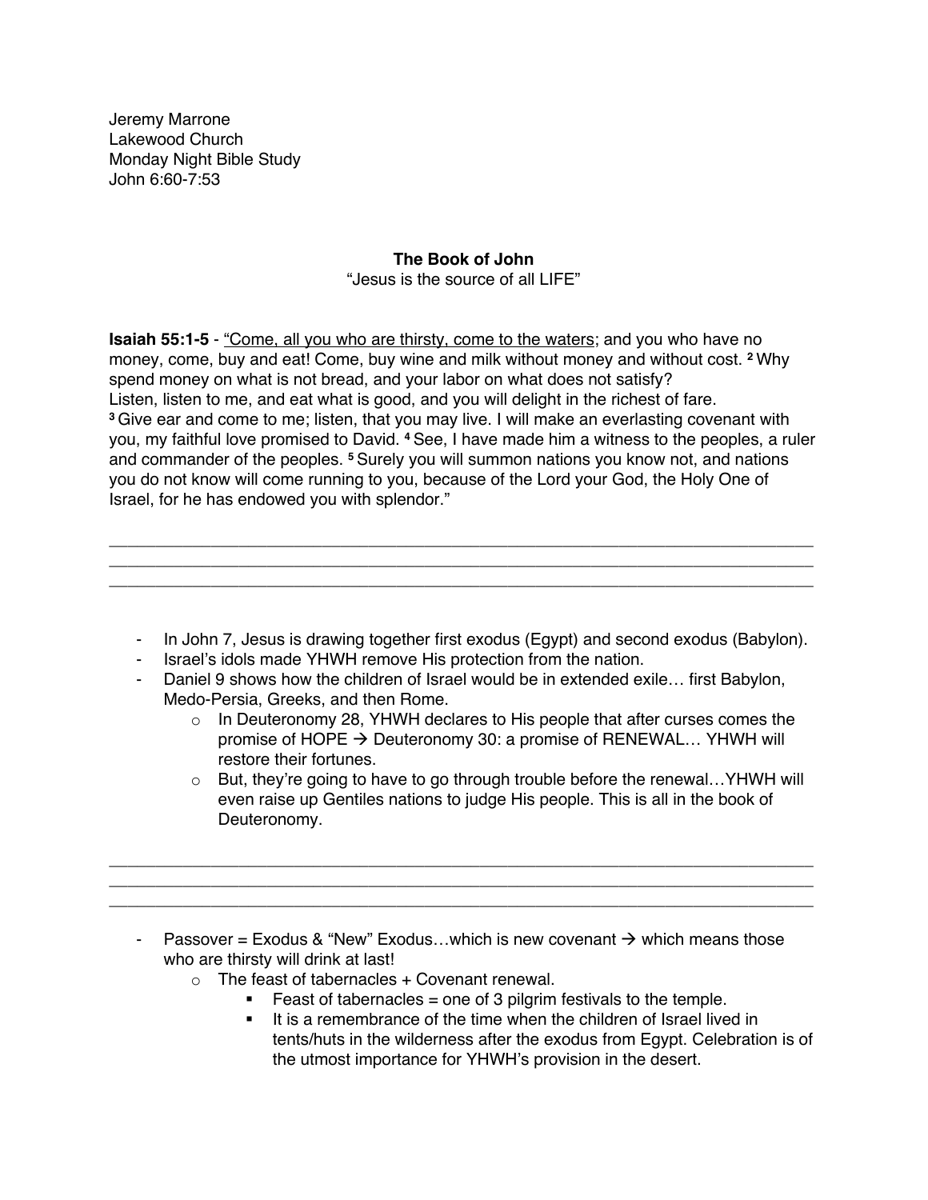Jeremy Marrone
Lakewood Church
Monday Night Bible Study
John 6:60-7:53

**The Book of John**

"Jesus is the source of all LIFE"

**Isaiah 55:1-5** - <u>"Come, all you who are thirsty, come to the waters</u>; and you who have no money, come, buy and eat! Come, buy wine and milk without money and without cost. [2] Why spend money on what is not bread, and your labor on what does not satisfy? Listen, listen to me, and eat what is good, and you will delight in the richest of fare. [3] Give ear and come to me; listen, that you may live. I will make an everlasting covenant with you, my faithful love promised to David. [4] See, I have made him a witness to the peoples, a ruler and commander of the peoples. [5] Surely you will summon nations you know not, and nations you do not know will come running to you, because of the Lord your God, the Holy One of Israel, for he has endowed you with splendor."

___________________________________________________________________________
___________________________________________________________________________
___________________________________________________________________________

- In John 7, Jesus is drawing together first exodus (Egypt) and second exodus (Babylon).
- Israel's idols made YHWH remove His protection from the nation.
- Daniel 9 shows how the children of Israel would be in extended exile… first Babylon, Medo-Persia, Greeks, and then Rome.
  - In Deuteronomy 28, YHWH declares to His people that after curses comes the promise of HOPE → Deuteronomy 30: a promise of RENEWAL… YHWH will restore their fortunes.
  - But, they're going to have to go through trouble before the renewal…YHWH will even raise up Gentiles nations to judge His people. This is all in the book of Deuteronomy.

___________________________________________________________________________
___________________________________________________________________________
___________________________________________________________________________

- Passover = Exodus & "New" Exodus…which is new covenant → which means those who are thirsty will drink at last!
  - The feast of tabernacles + Covenant renewal.
    - Feast of tabernacles = one of 3 pilgrim festivals to the temple.
    - It is a remembrance of the time when the children of Israel lived in tents/huts in the wilderness after the exodus from Egypt. Celebration is of the utmost importance for YHWH's provision in the desert.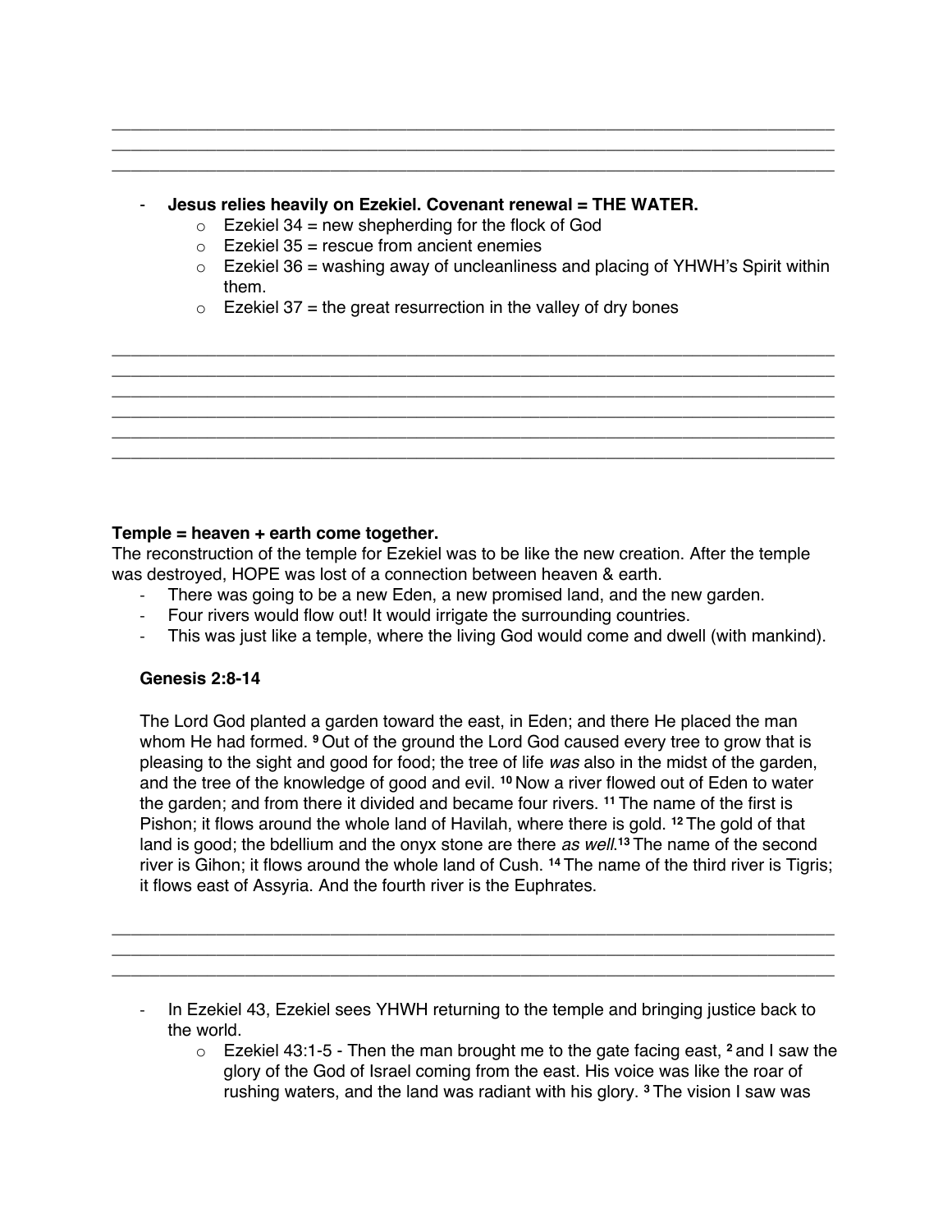- **Jesus relies heavily on Ezekiel. Covenant renewal = THE WATER.**
    - Ezekiel 34 = new shepherding for the flock of God
    - Ezekiel 35 = rescue from ancient enemies
    - Ezekiel 36 = washing away of uncleanliness and placing of YHWH's Spirit within them.
    - Ezekiel 37 = the great resurrection in the valley of dry bones

**Temple = heaven + earth come together.**
The reconstruction of the temple for Ezekiel was to be like the new creation. After the temple was destroyed, HOPE was lost of a connection between heaven & earth.

- There was going to be a new Eden, a new promised land, and the new garden.
- Four rivers would flow out! It would irrigate the surrounding countries.
- This was just like a temple, where the living God would come and dwell (with mankind).

**Genesis 2:8-14**

The Lord God planted a garden toward the east, in Eden; and there He placed the man whom He had formed. [9] Out of the ground the Lord God caused every tree to grow that is pleasing to the sight and good for food; the tree of life *was* also in the midst of the garden, and the tree of the knowledge of good and evil. [10] Now a river flowed out of Eden to water the garden; and from there it divided and became four rivers. [11] The name of the first is Pishon; it flows around the whole land of Havilah, where there is gold. [12] The gold of that land is good; the bdellium and the onyx stone are there *as well*.[13] The name of the second river is Gihon; it flows around the whole land of Cush. [14] The name of the third river is Tigris; it flows east of Assyria. And the fourth river is the Euphrates.

- In Ezekiel 43, Ezekiel sees YHWH returning to the temple and bringing justice back to the world.
    - Ezekiel 43:1-5 - Then the man brought me to the gate facing east, [2] and I saw the glory of the God of Israel coming from the east. His voice was like the roar of rushing waters, and the land was radiant with his glory. [3] The vision I saw was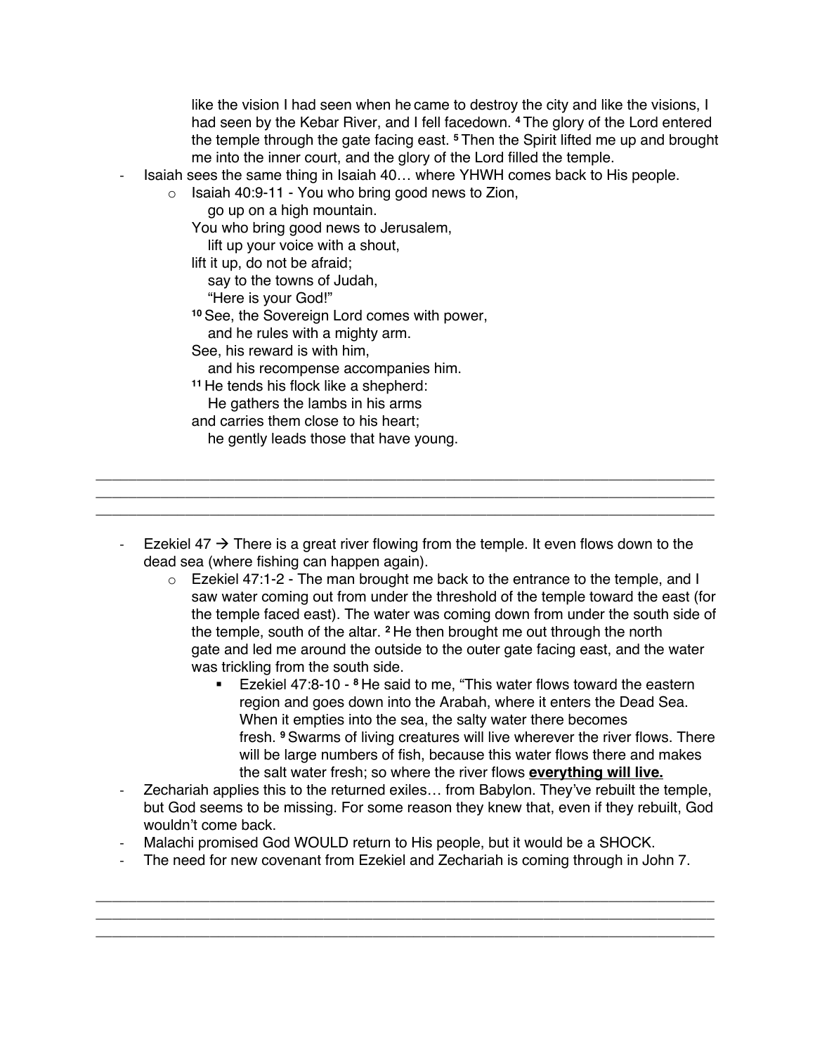like the vision I had seen when he came to destroy the city and like the visions, I had seen by the Kebar River, and I fell facedown. [4] The glory of the Lord entered the temple through the gate facing east. [5] Then the Spirit lifted me up and brought me into the inner court, and the glory of the Lord filled the temple.

- Isaiah sees the same thing in Isaiah 40… where YHWH comes back to His people.
  - Isaiah 40:9-11 - You who bring good news to Zion,  
    go up on a high mountain.  
    You who bring good news to Jerusalem,  
    lift up your voice with a shout,  
    lift it up, do not be afraid;  
    say to the towns of Judah,  
    "Here is your God!"  
    [10] See, the Sovereign Lord comes with power,  
    and he rules with a mighty arm.  
    See, his reward is with him,  
    and his recompense accompanies him.  
    [11] He tends his flock like a shepherd:  
    He gathers the lambs in his arms  
    and carries them close to his heart;  
    he gently leads those that have young.

---

---

---

- Ezekiel 47 → There is a great river flowing from the temple. It even flows down to the dead sea (where fishing can happen again).
  - Ezekiel 47:1-2 - The man brought me back to the entrance to the temple, and I saw water coming out from under the threshold of the temple toward the east (for the temple faced east). The water was coming down from under the south side of the temple, south of the altar. [2] He then brought me out through the north gate and led me around the outside to the outer gate facing east, and the water was trickling from the south side.
    - Ezekiel 47:8-10 - [8] He said to me, "This water flows toward the eastern region and goes down into the Arabah, where it enters the Dead Sea. When it empties into the sea, the salty water there becomes fresh. [9] Swarms of living creatures will live wherever the river flows. There will be large numbers of fish, because this water flows there and makes the salt water fresh; so where the river flows **<u>everything will live.</u>**
- Zechariah applies this to the returned exiles… from Babylon. They've rebuilt the temple, but God seems to be missing. For some reason they knew that, even if they rebuilt, God wouldn't come back.
- Malachi promised God WOULD return to His people, but it would be a SHOCK.
- The need for new covenant from Ezekiel and Zechariah is coming through in John 7.

---

---

---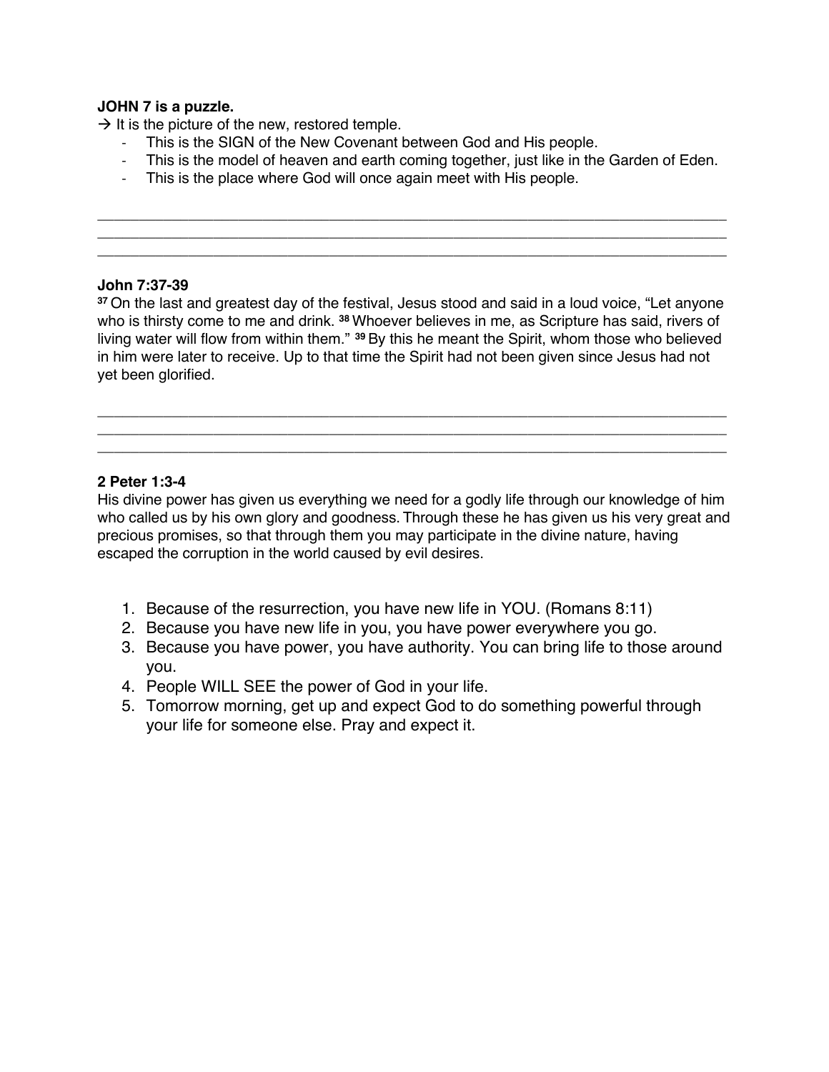**JOHN 7 is a puzzle.**

→ It is the picture of the new, restored temple.

- This is the SIGN of the New Covenant between God and His people.
- This is the model of heaven and earth coming together, just like in the Garden of Eden.
- This is the place where God will once again meet with His people.

\_\_\_\_\_\_\_\_\_\_\_\_\_\_\_\_\_\_\_\_\_\_\_\_\_\_\_\_\_\_\_\_\_\_\_\_\_\_\_\_\_\_\_\_\_\_\_\_\_\_\_\_\_\_\_\_\_\_\_\_\_\_\_\_\_\_\_\_\_\_\_\_\_\_\_\_
\_\_\_\_\_\_\_\_\_\_\_\_\_\_\_\_\_\_\_\_\_\_\_\_\_\_\_\_\_\_\_\_\_\_\_\_\_\_\_\_\_\_\_\_\_\_\_\_\_\_\_\_\_\_\_\_\_\_\_\_\_\_\_\_\_\_\_\_\_\_\_\_\_\_\_\_
\_\_\_\_\_\_\_\_\_\_\_\_\_\_\_\_\_\_\_\_\_\_\_\_\_\_\_\_\_\_\_\_\_\_\_\_\_\_\_\_\_\_\_\_\_\_\_\_\_\_\_\_\_\_\_\_\_\_\_\_\_\_\_\_\_\_\_\_\_\_\_\_\_\_\_\_

**John 7:37-39**

**37** On the last and greatest day of the festival, Jesus stood and said in a loud voice, "Let anyone who is thirsty come to me and drink. **38** Whoever believes in me, as Scripture has said, rivers of living water will flow from within them." **39** By this he meant the Spirit, whom those who believed in him were later to receive. Up to that time the Spirit had not been given since Jesus had not yet been glorified.

\_\_\_\_\_\_\_\_\_\_\_\_\_\_\_\_\_\_\_\_\_\_\_\_\_\_\_\_\_\_\_\_\_\_\_\_\_\_\_\_\_\_\_\_\_\_\_\_\_\_\_\_\_\_\_\_\_\_\_\_\_\_\_\_\_\_\_\_\_\_\_\_\_\_\_\_
\_\_\_\_\_\_\_\_\_\_\_\_\_\_\_\_\_\_\_\_\_\_\_\_\_\_\_\_\_\_\_\_\_\_\_\_\_\_\_\_\_\_\_\_\_\_\_\_\_\_\_\_\_\_\_\_\_\_\_\_\_\_\_\_\_\_\_\_\_\_\_\_\_\_\_\_
\_\_\_\_\_\_\_\_\_\_\_\_\_\_\_\_\_\_\_\_\_\_\_\_\_\_\_\_\_\_\_\_\_\_\_\_\_\_\_\_\_\_\_\_\_\_\_\_\_\_\_\_\_\_\_\_\_\_\_\_\_\_\_\_\_\_\_\_\_\_\_\_\_\_\_\_

**2 Peter 1:3-4**

His divine power has given us everything we need for a godly life through our knowledge of him who called us by his own glory and goodness. Through these he has given us his very great and precious promises, so that through them you may participate in the divine nature, having escaped the corruption in the world caused by evil desires.

1. Because of the resurrection, you have new life in YOU. (Romans 8:11)
2. Because you have new life in you, you have power everywhere you go.
3. Because you have power, you have authority. You can bring life to those around you.
4. People WILL SEE the power of God in your life.
5. Tomorrow morning, get up and expect God to do something powerful through your life for someone else. Pray and expect it.